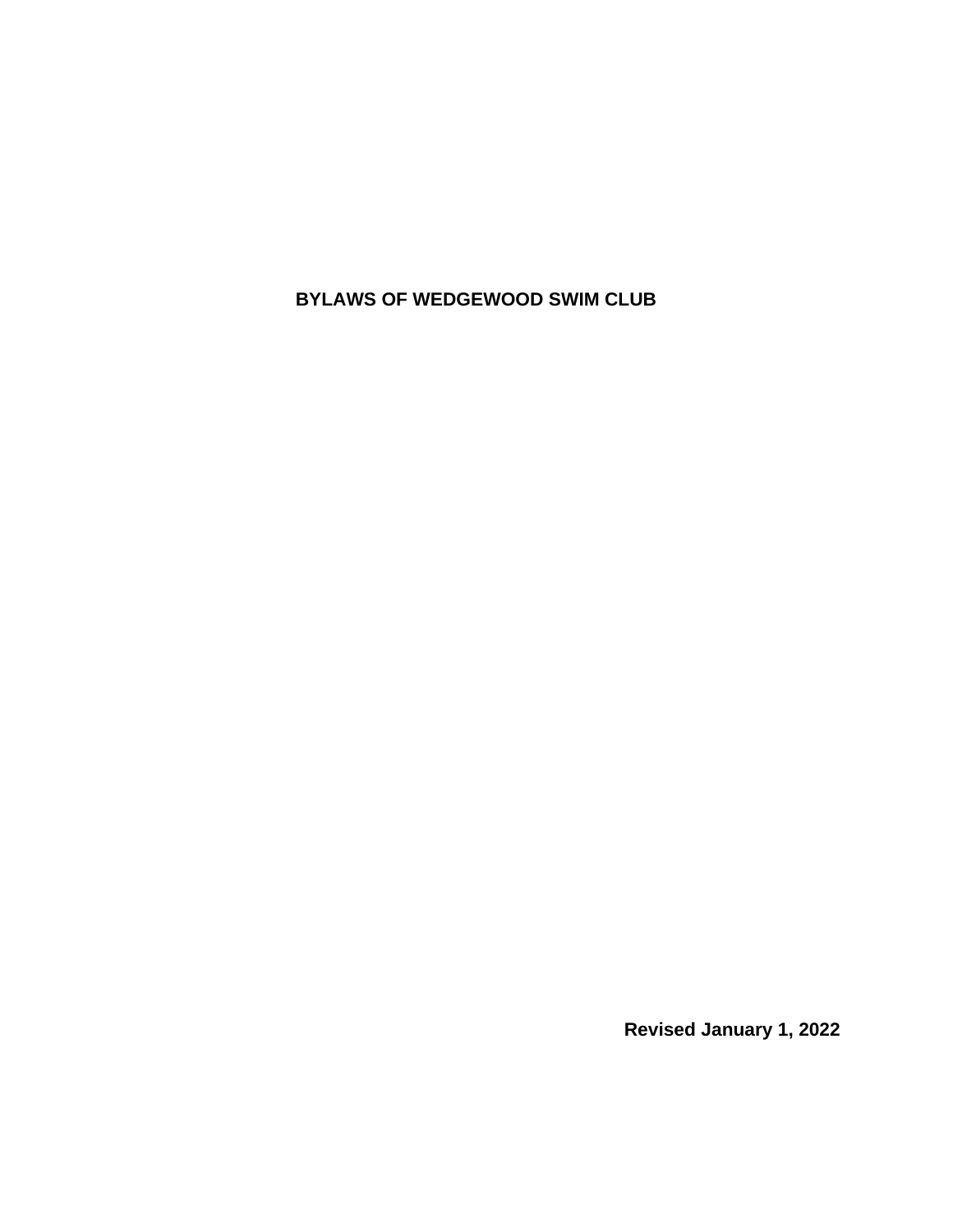# BYLAWS OF WEDGEWOOD SWIM CLUB

**Revised January 1, 2022**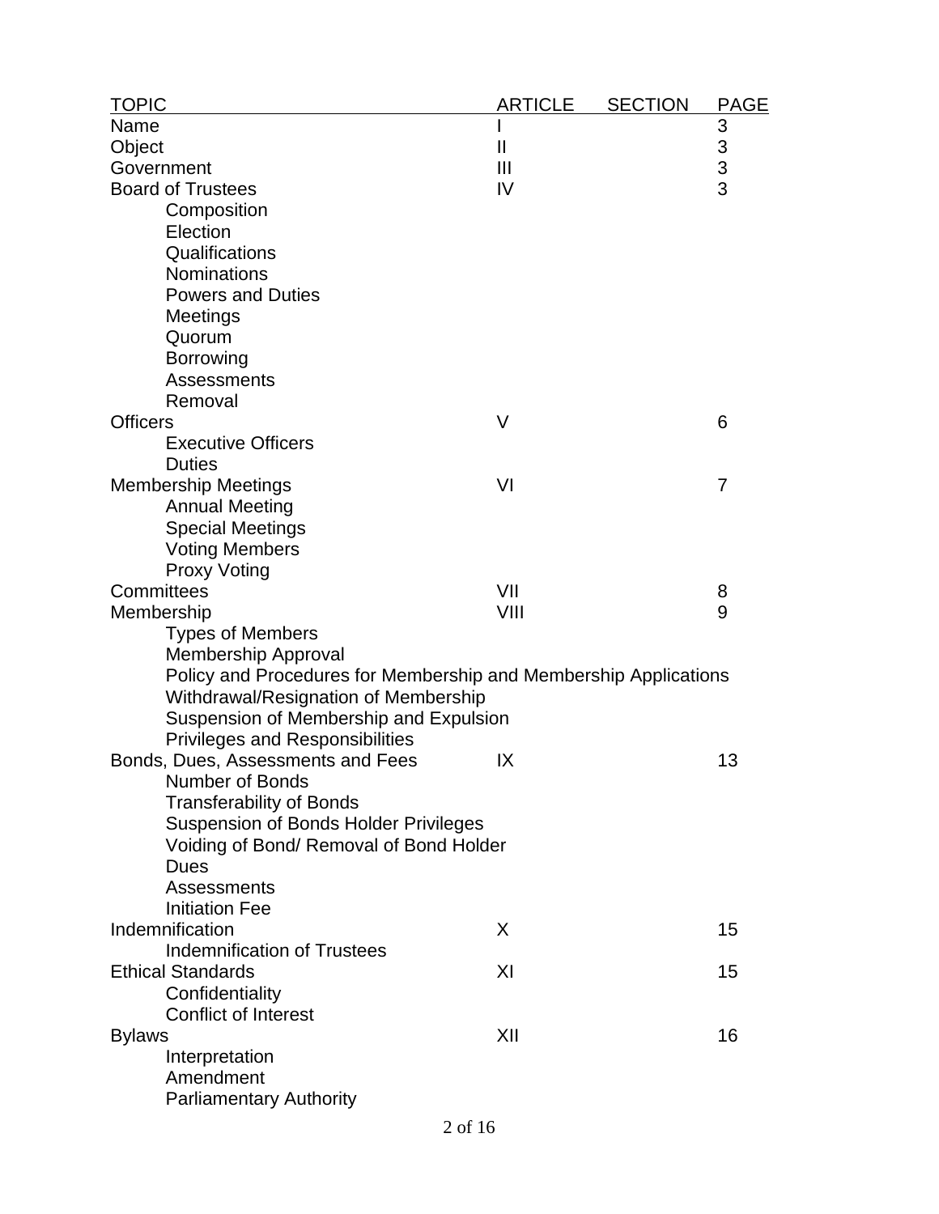| TOPIC | ARTICLE | SECTION | PAGE |
|---|---|---|---|
| Name | I | | 3 |
| Object | II | | 3 |
| Government | III | | 3 |
| Board of Trustees | IV | | 3 |
| Composition | | | |
| Election | | | |
| Qualifications | | | |
| Nominations | | | |
| Powers and Duties | | | |
| Meetings | | | |
| Quorum | | | |
| Borrowing | | | |
| Assessments | | | |
| Removal | | | |
| Officers | V | | 6 |
| Executive Officers | | | |
| Duties | | | |
| Membership Meetings | VI | | 7 |
| Annual Meeting | | | |
| Special Meetings | | | |
| Voting Members | | | |
| Proxy Voting | | | |
| Committees | VII | | 8 |
| Membership | VIII | | 9 |
| Types of Members | | | |
| Membership Approval | | | |
| Policy and Procedures for Membership and Membership Applications | | | |
| Withdrawal/Resignation of Membership | | | |
| Suspension of Membership and Expulsion | | | |
| Privileges and Responsibilities | | | |
| Bonds, Dues, Assessments and Fees | IX | | 13 |
| Number of Bonds | | | |
| Transferability of Bonds | | | |
| Suspension of Bonds Holder Privileges | | | |
| Voiding of Bond/ Removal of Bond Holder | | | |
| Dues | | | |
| Assessments | | | |
| Initiation Fee | | | |
| Indemnification | X | | 15 |
| Indemnification of Trustees | | | |
| Ethical Standards | XI | | 15 |
| Confidentiality | | | |
| Conflict of Interest | | | |
| Bylaws | XII | | 16 |
| Interpretation | | | |
| Amendment | | | |
| Parliamentary Authority | | | |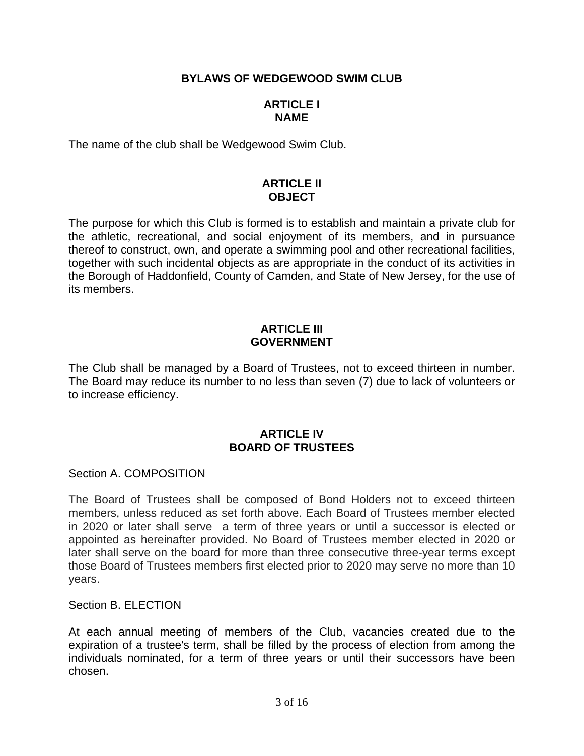# BYLAWS OF WEDGEWOOD SWIM CLUB

## ARTICLE I
## NAME

The name of the club shall be Wedgewood Swim Club.

## ARTICLE II
## OBJECT

The purpose for which this Club is formed is to establish and maintain a private club for the athletic, recreational, and social enjoyment of its members, and in pursuance thereof to construct, own, and operate a swimming pool and other recreational facilities, together with such incidental objects as are appropriate in the conduct of its activities in the Borough of Haddonfield, County of Camden, and State of New Jersey, for the use of its members.

## ARTICLE III
## GOVERNMENT

The Club shall be managed by a Board of Trustees, not to exceed thirteen in number. The Board may reduce its number to no less than seven (7) due to lack of volunteers or to increase efficiency.

## ARTICLE IV
## BOARD OF TRUSTEES

Section A. COMPOSITION

The Board of Trustees shall be composed of Bond Holders not to exceed thirteen members, unless reduced as set forth above. Each Board of Trustees member elected in 2020 or later shall serve a term of three years or until a successor is elected or appointed as hereinafter provided. No Board of Trustees member elected in 2020 or later shall serve on the board for more than three consecutive three-year terms except those Board of Trustees members first elected prior to 2020 may serve no more than 10 years.

Section B. ELECTION

At each annual meeting of members of the Club, vacancies created due to the expiration of a trustee's term, shall be filled by the process of election from among the individuals nominated, for a term of three years or until their successors have been chosen.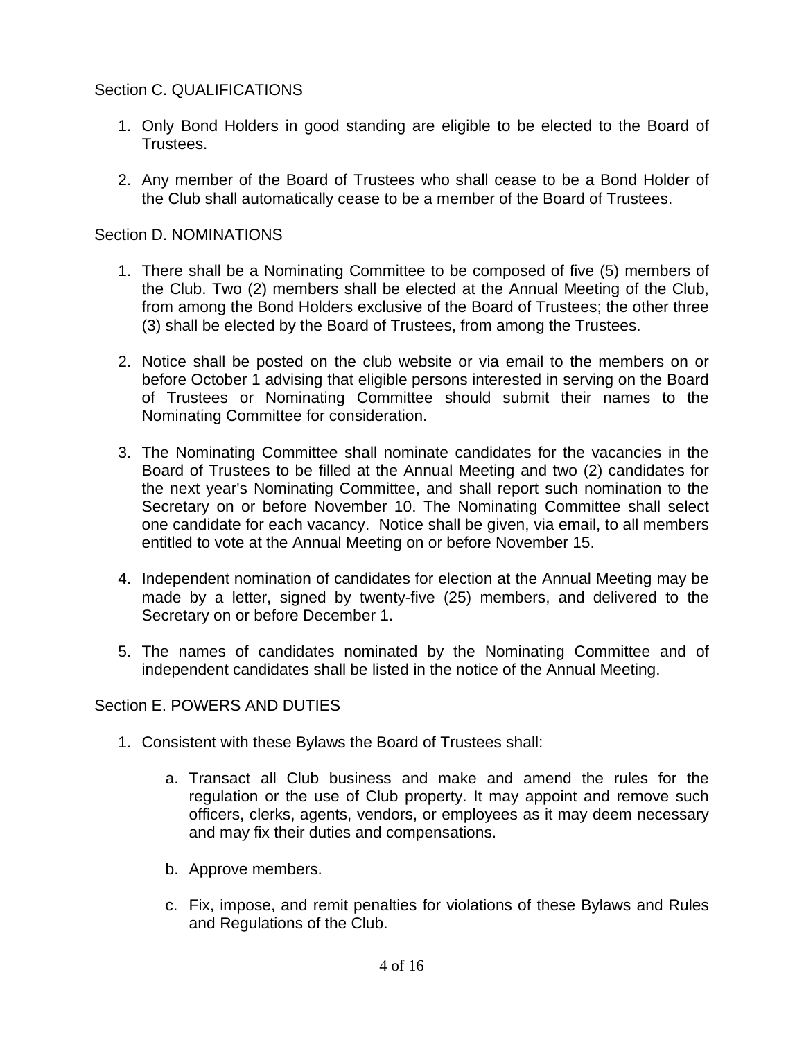## Section C. QUALIFICATIONS

1. Only Bond Holders in good standing are eligible to be elected to the Board of Trustees.

2. Any member of the Board of Trustees who shall cease to be a Bond Holder of the Club shall automatically cease to be a member of the Board of Trustees.

## Section D. NOMINATIONS

1. There shall be a Nominating Committee to be composed of five (5) members of the Club. Two (2) members shall be elected at the Annual Meeting of the Club, from among the Bond Holders exclusive of the Board of Trustees; the other three (3) shall be elected by the Board of Trustees, from among the Trustees.

2. Notice shall be posted on the club website or via email to the members on or before October 1 advising that eligible persons interested in serving on the Board of Trustees or Nominating Committee should submit their names to the Nominating Committee for consideration.

3. The Nominating Committee shall nominate candidates for the vacancies in the Board of Trustees to be filled at the Annual Meeting and two (2) candidates for the next year's Nominating Committee, and shall report such nomination to the Secretary on or before November 10. The Nominating Committee shall select one candidate for each vacancy. Notice shall be given, via email, to all members entitled to vote at the Annual Meeting on or before November 15.

4. Independent nomination of candidates for election at the Annual Meeting may be made by a letter, signed by twenty-five (25) members, and delivered to the Secretary on or before December 1.

5. The names of candidates nominated by the Nominating Committee and of independent candidates shall be listed in the notice of the Annual Meeting.

## Section E. POWERS AND DUTIES

1. Consistent with these Bylaws the Board of Trustees shall:

   a. Transact all Club business and make and amend the rules for the regulation or the use of Club property. It may appoint and remove such officers, clerks, agents, vendors, or employees as it may deem necessary and may fix their duties and compensations.

   b. Approve members.

   c. Fix, impose, and remit penalties for violations of these Bylaws and Rules and Regulations of the Club.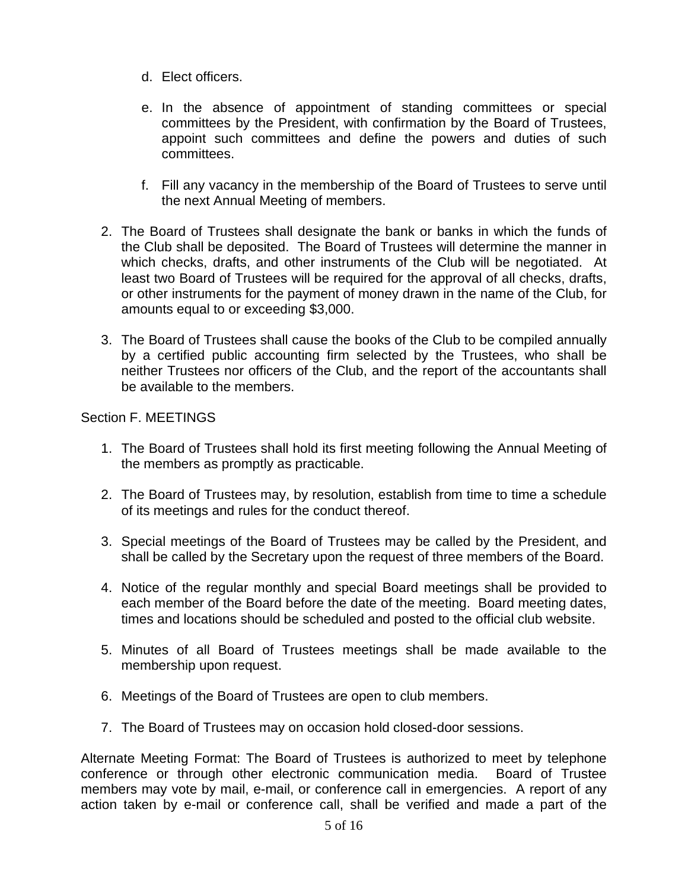d. Elect officers.

e. In the absence of appointment of standing committees or special committees by the President, with confirmation by the Board of Trustees, appoint such committees and define the powers and duties of such committees.

f. Fill any vacancy in the membership of the Board of Trustees to serve until the next Annual Meeting of members.

2. The Board of Trustees shall designate the bank or banks in which the funds of the Club shall be deposited. The Board of Trustees will determine the manner in which checks, drafts, and other instruments of the Club will be negotiated. At least two Board of Trustees will be required for the approval of all checks, drafts, or other instruments for the payment of money drawn in the name of the Club, for amounts equal to or exceeding $3,000.

3. The Board of Trustees shall cause the books of the Club to be compiled annually by a certified public accounting firm selected by the Trustees, who shall be neither Trustees nor officers of the Club, and the report of the accountants shall be available to the members.

Section F. MEETINGS

1. The Board of Trustees shall hold its first meeting following the Annual Meeting of the members as promptly as practicable.

2. The Board of Trustees may, by resolution, establish from time to time a schedule of its meetings and rules for the conduct thereof.

3. Special meetings of the Board of Trustees may be called by the President, and shall be called by the Secretary upon the request of three members of the Board.

4. Notice of the regular monthly and special Board meetings shall be provided to each member of the Board before the date of the meeting. Board meeting dates, times and locations should be scheduled and posted to the official club website.

5. Minutes of all Board of Trustees meetings shall be made available to the membership upon request.

6. Meetings of the Board of Trustees are open to club members.

7. The Board of Trustees may on occasion hold closed-door sessions.

Alternate Meeting Format: The Board of Trustees is authorized to meet by telephone conference or through other electronic communication media. Board of Trustee members may vote by mail, e-mail, or conference call in emergencies. A report of any action taken by e-mail or conference call, shall be verified and made a part of the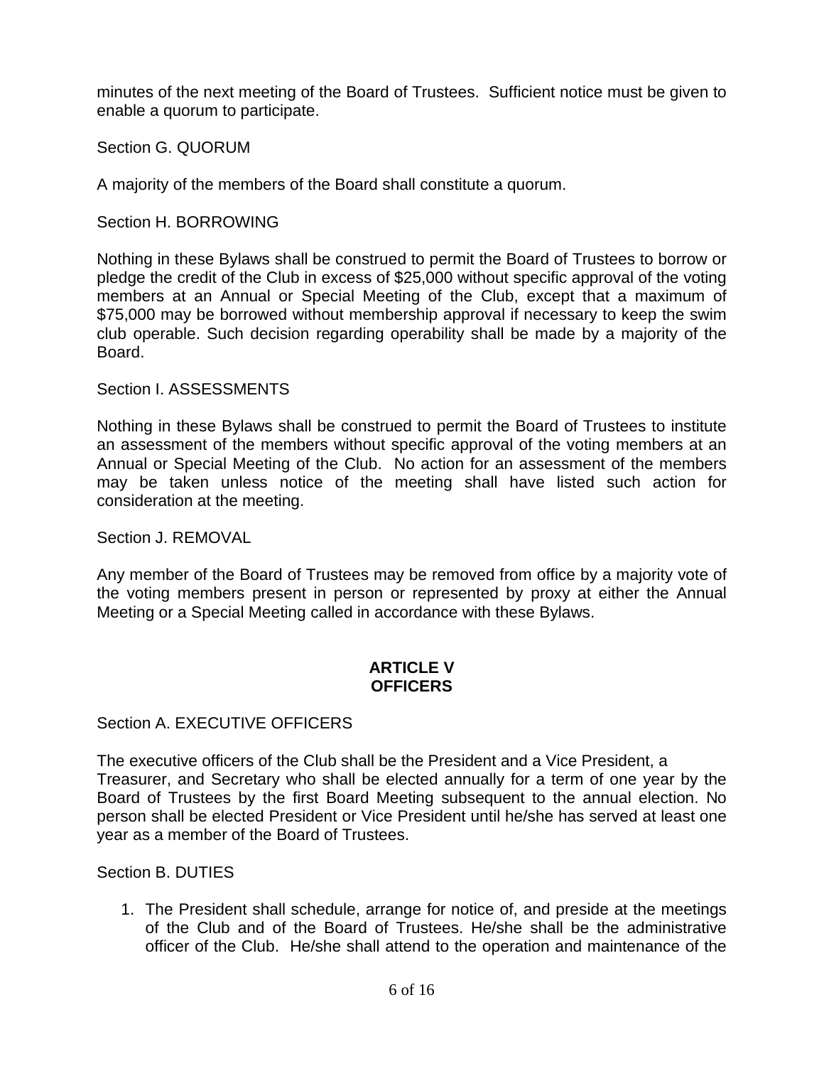minutes of the next meeting of the Board of Trustees. Sufficient notice must be given to enable a quorum to participate.

Section G. QUORUM

A majority of the members of the Board shall constitute a quorum.

Section H. BORROWING

Nothing in these Bylaws shall be construed to permit the Board of Trustees to borrow or pledge the credit of the Club in excess of $25,000 without specific approval of the voting members at an Annual or Special Meeting of the Club, except that a maximum of $75,000 may be borrowed without membership approval if necessary to keep the swim club operable. Such decision regarding operability shall be made by a majority of the Board.

Section I. ASSESSMENTS

Nothing in these Bylaws shall be construed to permit the Board of Trustees to institute an assessment of the members without specific approval of the voting members at an Annual or Special Meeting of the Club. No action for an assessment of the members may be taken unless notice of the meeting shall have listed such action for consideration at the meeting.

Section J. REMOVAL

Any member of the Board of Trustees may be removed from office by a majority vote of the voting members present in person or represented by proxy at either the Annual Meeting or a Special Meeting called in accordance with these Bylaws.

## ARTICLE V
## OFFICERS

Section A. EXECUTIVE OFFICERS

The executive officers of the Club shall be the President and a Vice President, a Treasurer, and Secretary who shall be elected annually for a term of one year by the Board of Trustees by the first Board Meeting subsequent to the annual election. No person shall be elected President or Vice President until he/she has served at least one year as a member of the Board of Trustees.

Section B. DUTIES

1. The President shall schedule, arrange for notice of, and preside at the meetings of the Club and of the Board of Trustees. He/she shall be the administrative officer of the Club. He/she shall attend to the operation and maintenance of the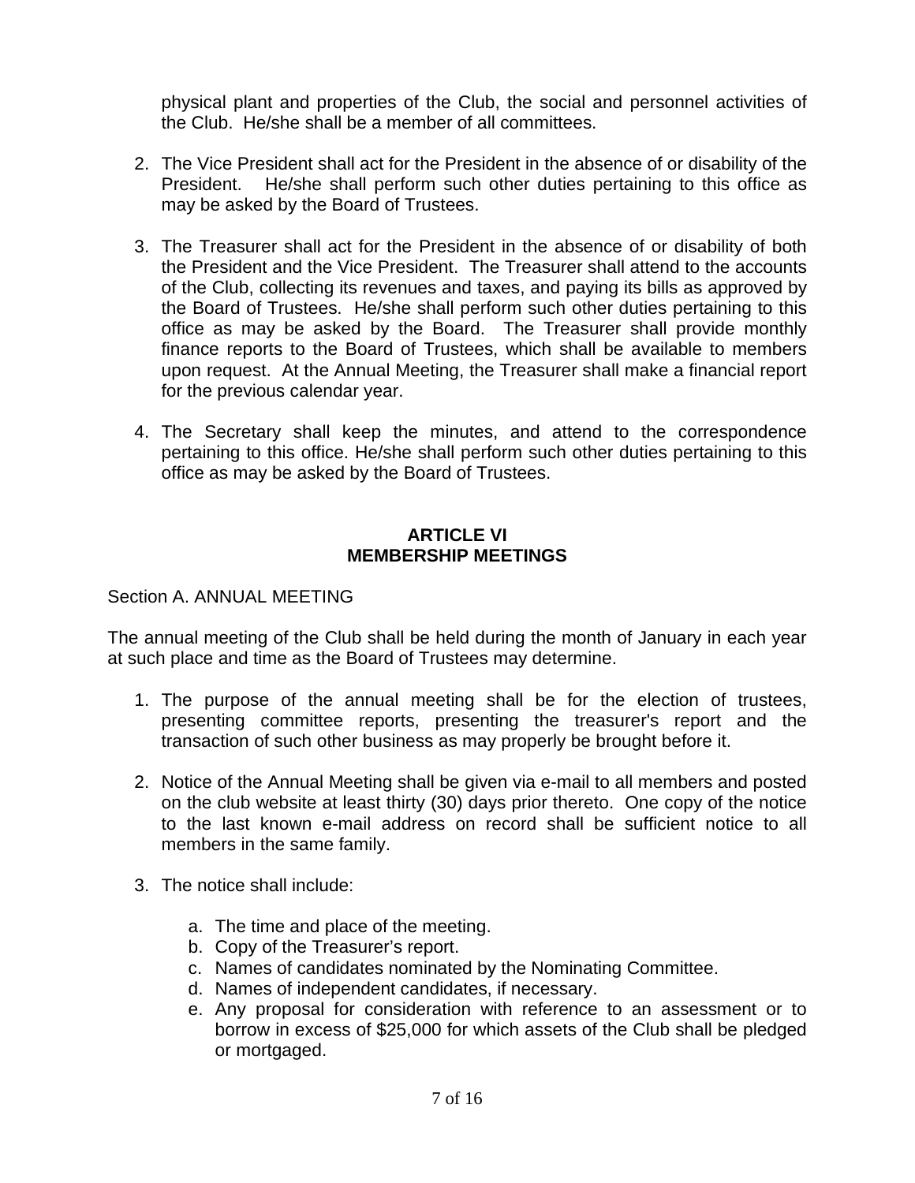physical plant and properties of the Club, the social and personnel activities of the Club. He/she shall be a member of all committees.

2. The Vice President shall act for the President in the absence of or disability of the President. He/she shall perform such other duties pertaining to this office as may be asked by the Board of Trustees.

3. The Treasurer shall act for the President in the absence of or disability of both the President and the Vice President. The Treasurer shall attend to the accounts of the Club, collecting its revenues and taxes, and paying its bills as approved by the Board of Trustees. He/she shall perform such other duties pertaining to this office as may be asked by the Board. The Treasurer shall provide monthly finance reports to the Board of Trustees, which shall be available to members upon request. At the Annual Meeting, the Treasurer shall make a financial report for the previous calendar year.

4. The Secretary shall keep the minutes, and attend to the correspondence pertaining to this office. He/she shall perform such other duties pertaining to this office as may be asked by the Board of Trustees.

## ARTICLE VI
## MEMBERSHIP MEETINGS

Section A. ANNUAL MEETING

The annual meeting of the Club shall be held during the month of January in each year at such place and time as the Board of Trustees may determine.

1. The purpose of the annual meeting shall be for the election of trustees, presenting committee reports, presenting the treasurer's report and the transaction of such other business as may properly be brought before it.

2. Notice of the Annual Meeting shall be given via e-mail to all members and posted on the club website at least thirty (30) days prior thereto. One copy of the notice to the last known e-mail address on record shall be sufficient notice to all members in the same family.

3. The notice shall include:

    a. The time and place of the meeting.
    b. Copy of the Treasurer's report.
    c. Names of candidates nominated by the Nominating Committee.
    d. Names of independent candidates, if necessary.
    e. Any proposal for consideration with reference to an assessment or to borrow in excess of $25,000 for which assets of the Club shall be pledged or mortgaged.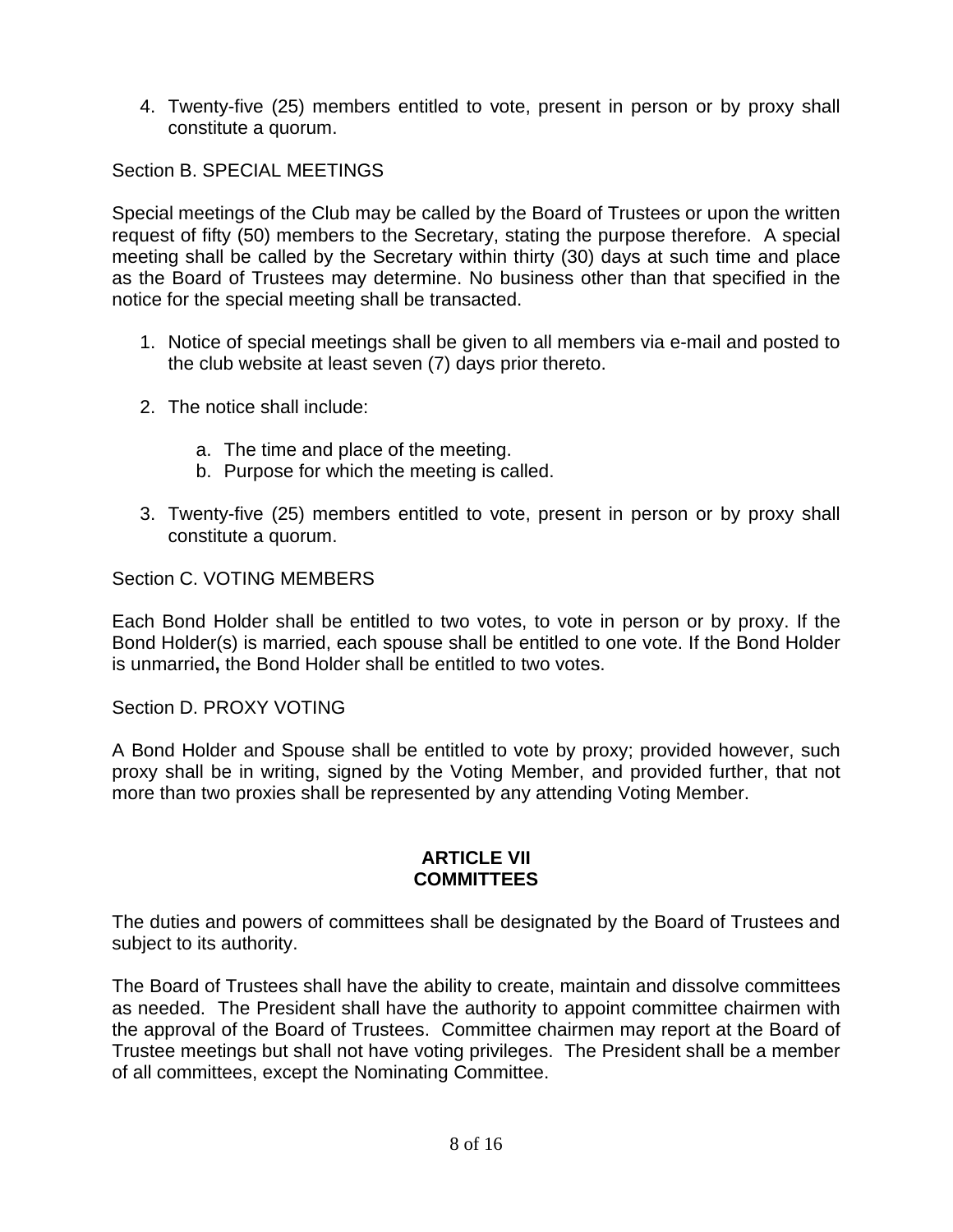4. Twenty-five (25) members entitled to vote, present in person or by proxy shall constitute a quorum.

Section B. SPECIAL MEETINGS

Special meetings of the Club may be called by the Board of Trustees or upon the written request of fifty (50) members to the Secretary, stating the purpose therefore. A special meeting shall be called by the Secretary within thirty (30) days at such time and place as the Board of Trustees may determine. No business other than that specified in the notice for the special meeting shall be transacted.

1. Notice of special meetings shall be given to all members via e-mail and posted to the club website at least seven (7) days prior thereto.

2. The notice shall include:

   a. The time and place of the meeting.
   b. Purpose for which the meeting is called.

3. Twenty-five (25) members entitled to vote, present in person or by proxy shall constitute a quorum.

Section C. VOTING MEMBERS

Each Bond Holder shall be entitled to two votes, to vote in person or by proxy. If the Bond Holder(s) is married, each spouse shall be entitled to one vote. If the Bond Holder is unmarried**,** the Bond Holder shall be entitled to two votes.

Section D. PROXY VOTING

A Bond Holder and Spouse shall be entitled to vote by proxy; provided however, such proxy shall be in writing, signed by the Voting Member, and provided further, that not more than two proxies shall be represented by any attending Voting Member.

## ARTICLE VII
## COMMITTEES

The duties and powers of committees shall be designated by the Board of Trustees and subject to its authority.

The Board of Trustees shall have the ability to create, maintain and dissolve committees as needed. The President shall have the authority to appoint committee chairmen with the approval of the Board of Trustees. Committee chairmen may report at the Board of Trustee meetings but shall not have voting privileges. The President shall be a member of all committees, except the Nominating Committee.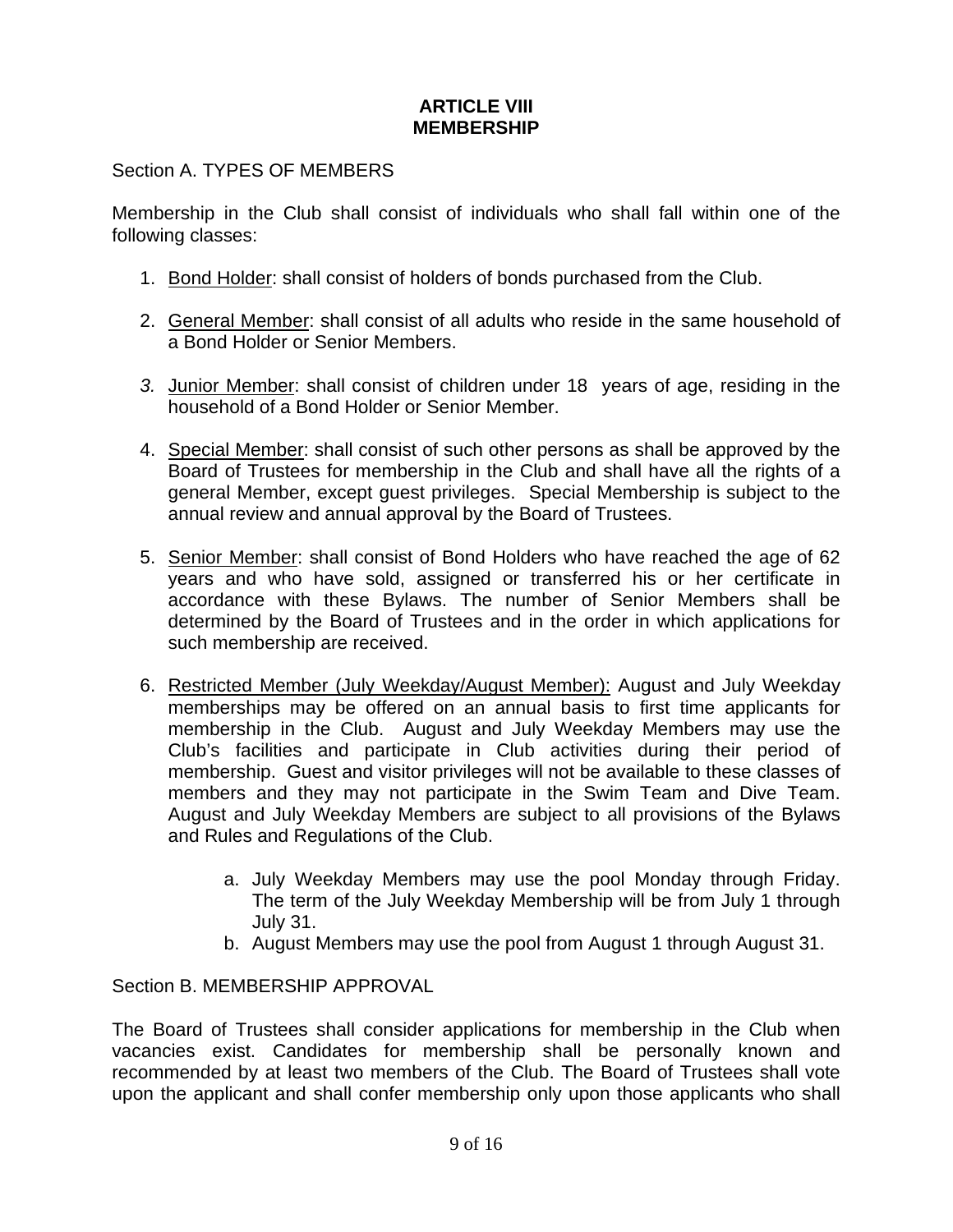# ARTICLE VIII
# MEMBERSHIP

Section A. TYPES OF MEMBERS

Membership in the Club shall consist of individuals who shall fall within one of the following classes:

1. Bond Holder: shall consist of holders of bonds purchased from the Club.

2. General Member: shall consist of all adults who reside in the same household of a Bond Holder or Senior Members.

3. Junior Member: shall consist of children under 18 years of age, residing in the household of a Bond Holder or Senior Member.

4. Special Member: shall consist of such other persons as shall be approved by the Board of Trustees for membership in the Club and shall have all the rights of a general Member, except guest privileges. Special Membership is subject to the annual review and annual approval by the Board of Trustees.

5. Senior Member: shall consist of Bond Holders who have reached the age of 62 years and who have sold, assigned or transferred his or her certificate in accordance with these Bylaws. The number of Senior Members shall be determined by the Board of Trustees and in the order in which applications for such membership are received.

6. Restricted Member (July Weekday/August Member): August and July Weekday memberships may be offered on an annual basis to first time applicants for membership in the Club. August and July Weekday Members may use the Club's facilities and participate in Club activities during their period of membership. Guest and visitor privileges will not be available to these classes of members and they may not participate in the Swim Team and Dive Team. August and July Weekday Members are subject to all provisions of the Bylaws and Rules and Regulations of the Club.

    a. July Weekday Members may use the pool Monday through Friday. The term of the July Weekday Membership will be from July 1 through July 31.
    b. August Members may use the pool from August 1 through August 31.

Section B. MEMBERSHIP APPROVAL

The Board of Trustees shall consider applications for membership in the Club when vacancies exist. Candidates for membership shall be personally known and recommended by at least two members of the Club. The Board of Trustees shall vote upon the applicant and shall confer membership only upon those applicants who shall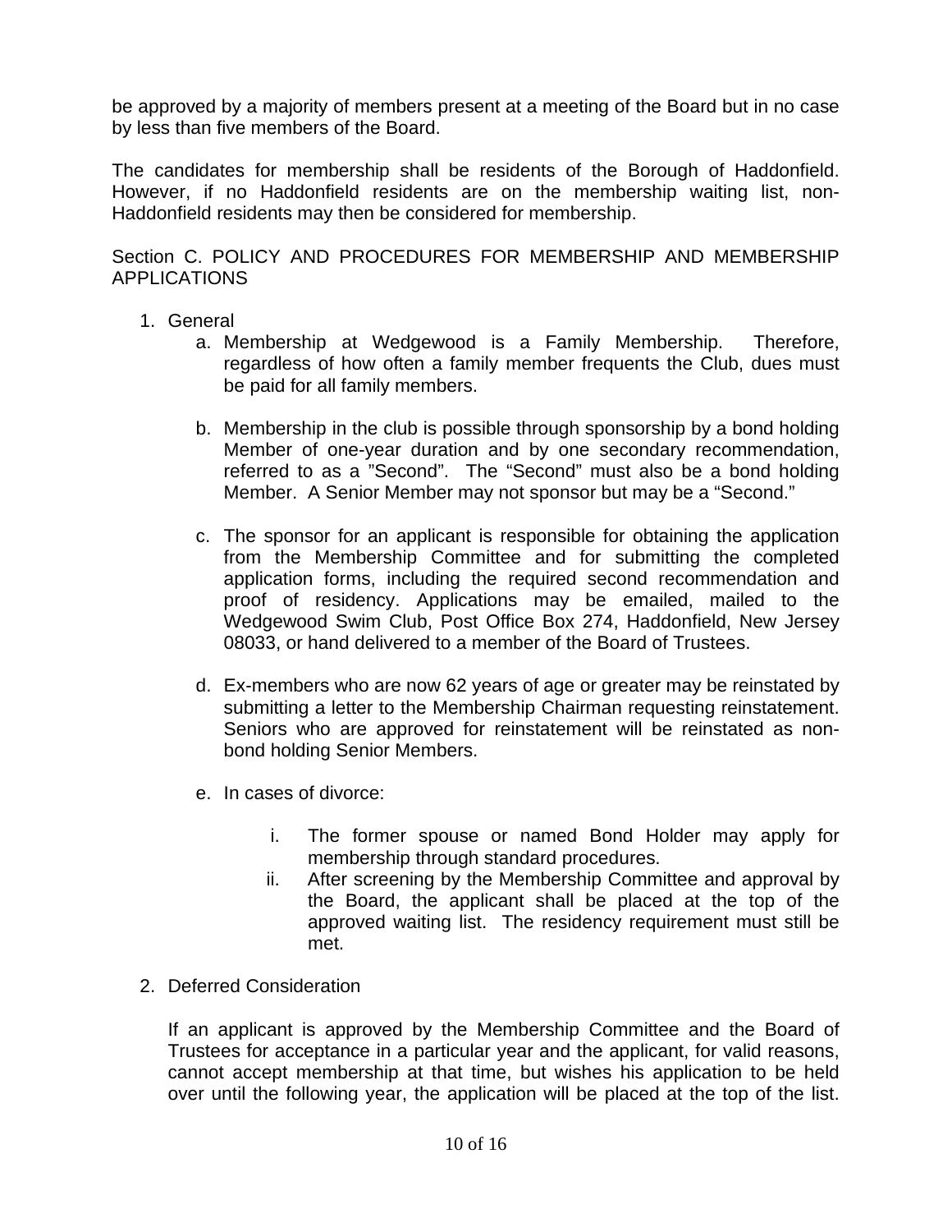be approved by a majority of members present at a meeting of the Board but in no case by less than five members of the Board.

The candidates for membership shall be residents of the Borough of Haddonfield. However, if no Haddonfield residents are on the membership waiting list, non-Haddonfield residents may then be considered for membership.

Section C. POLICY AND PROCEDURES FOR MEMBERSHIP AND MEMBERSHIP APPLICATIONS

1. General
   a. Membership at Wedgewood is a Family Membership. Therefore, regardless of how often a family member frequents the Club, dues must be paid for all family members.

   b. Membership in the club is possible through sponsorship by a bond holding Member of one-year duration and by one secondary recommendation, referred to as a "Second". The "Second" must also be a bond holding Member. A Senior Member may not sponsor but may be a "Second."

   c. The sponsor for an applicant is responsible for obtaining the application from the Membership Committee and for submitting the completed application forms, including the required second recommendation and proof of residency. Applications may be emailed, mailed to the Wedgewood Swim Club, Post Office Box 274, Haddonfield, New Jersey 08033, or hand delivered to a member of the Board of Trustees.

   d. Ex-members who are now 62 years of age or greater may be reinstated by submitting a letter to the Membership Chairman requesting reinstatement. Seniors who are approved for reinstatement will be reinstated as non-bond holding Senior Members.

   e. In cases of divorce:

      i. The former spouse or named Bond Holder may apply for membership through standard procedures.
      ii. After screening by the Membership Committee and approval by the Board, the applicant shall be placed at the top of the approved waiting list. The residency requirement must still be met.

2. Deferred Consideration

   If an applicant is approved by the Membership Committee and the Board of Trustees for acceptance in a particular year and the applicant, for valid reasons, cannot accept membership at that time, but wishes his application to be held over until the following year, the application will be placed at the top of the list.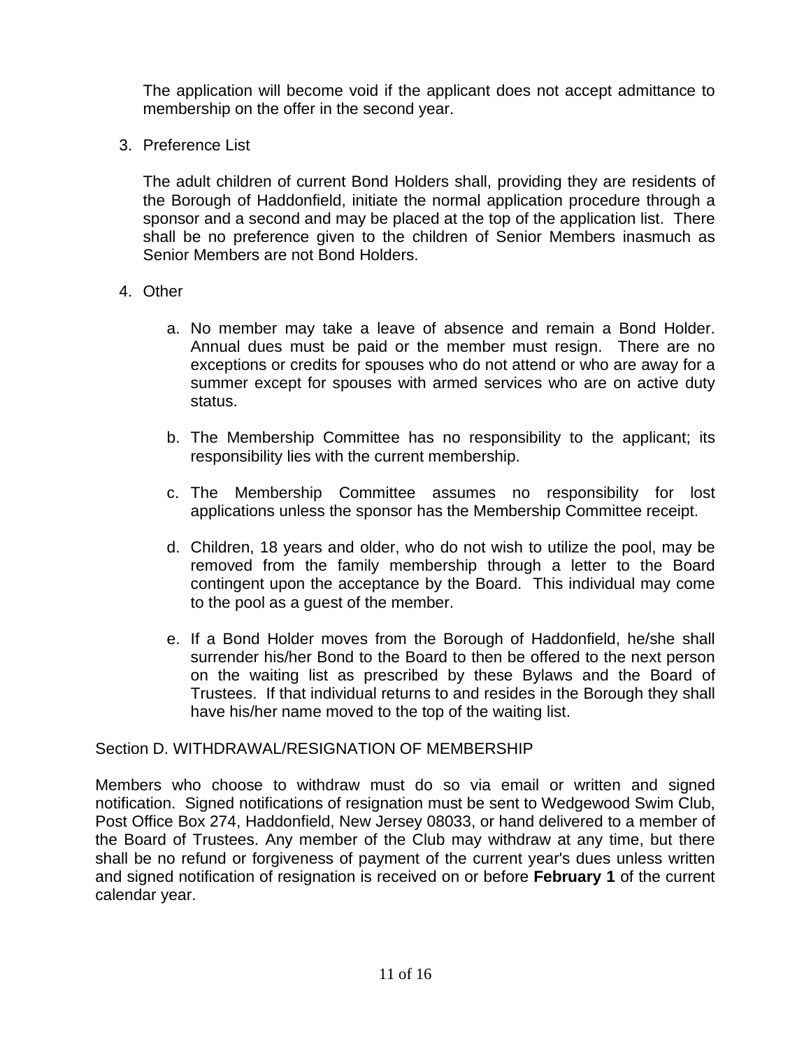The application will become void if the applicant does not accept admittance to membership on the offer in the second year.

3. Preference List

   The adult children of current Bond Holders shall, providing they are residents of the Borough of Haddonfield, initiate the normal application procedure through a sponsor and a second and may be placed at the top of the application list. There shall be no preference given to the children of Senior Members inasmuch as Senior Members are not Bond Holders.

4. Other

   a. No member may take a leave of absence and remain a Bond Holder. Annual dues must be paid or the member must resign. There are no exceptions or credits for spouses who do not attend or who are away for a summer except for spouses with armed services who are on active duty status.

   b. The Membership Committee has no responsibility to the applicant; its responsibility lies with the current membership.

   c. The Membership Committee assumes no responsibility for lost applications unless the sponsor has the Membership Committee receipt.

   d. Children, 18 years and older, who do not wish to utilize the pool, may be removed from the family membership through a letter to the Board contingent upon the acceptance by the Board. This individual may come to the pool as a guest of the member.

   e. If a Bond Holder moves from the Borough of Haddonfield, he/she shall surrender his/her Bond to the Board to then be offered to the next person on the waiting list as prescribed by these Bylaws and the Board of Trustees. If that individual returns to and resides in the Borough they shall have his/her name moved to the top of the waiting list.

## Section D. WITHDRAWAL/RESIGNATION OF MEMBERSHIP

Members who choose to withdraw must do so via email or written and signed notification. Signed notifications of resignation must be sent to Wedgewood Swim Club, Post Office Box 274, Haddonfield, New Jersey 08033, or hand delivered to a member of the Board of Trustees. Any member of the Club may withdraw at any time, but there shall be no refund or forgiveness of payment of the current year's dues unless written and signed notification of resignation is received on or before **February 1** of the current calendar year.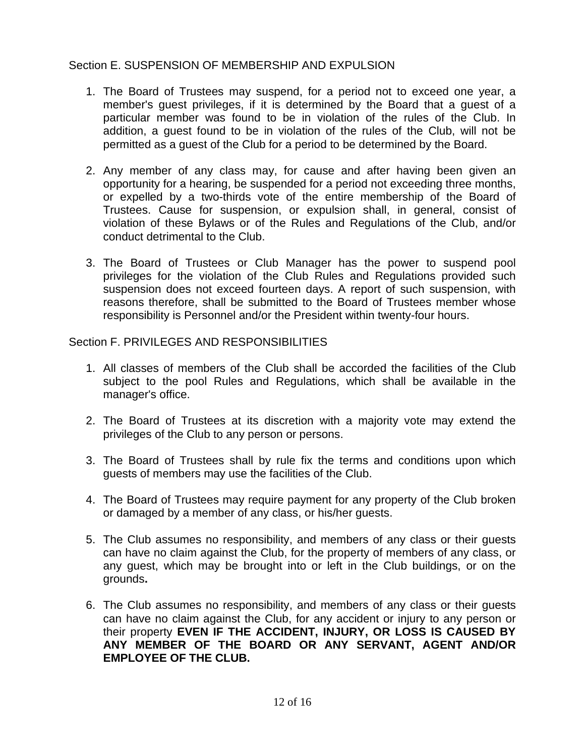## Section E. SUSPENSION OF MEMBERSHIP AND EXPULSION

1. The Board of Trustees may suspend, for a period not to exceed one year, a member's guest privileges, if it is determined by the Board that a guest of a particular member was found to be in violation of the rules of the Club. In addition, a guest found to be in violation of the rules of the Club, will not be permitted as a guest of the Club for a period to be determined by the Board.

2. Any member of any class may, for cause and after having been given an opportunity for a hearing, be suspended for a period not exceeding three months, or expelled by a two-thirds vote of the entire membership of the Board of Trustees. Cause for suspension, or expulsion shall, in general, consist of violation of these Bylaws or of the Rules and Regulations of the Club, and/or conduct detrimental to the Club.

3. The Board of Trustees or Club Manager has the power to suspend pool privileges for the violation of the Club Rules and Regulations provided such suspension does not exceed fourteen days. A report of such suspension, with reasons therefore, shall be submitted to the Board of Trustees member whose responsibility is Personnel and/or the President within twenty-four hours.

## Section F. PRIVILEGES AND RESPONSIBILITIES

1. All classes of members of the Club shall be accorded the facilities of the Club subject to the pool Rules and Regulations, which shall be available in the manager's office.

2. The Board of Trustees at its discretion with a majority vote may extend the privileges of the Club to any person or persons.

3. The Board of Trustees shall by rule fix the terms and conditions upon which guests of members may use the facilities of the Club.

4. The Board of Trustees may require payment for any property of the Club broken or damaged by a member of any class, or his/her guests.

5. The Club assumes no responsibility, and members of any class or their guests can have no claim against the Club, for the property of members of any class, or any guest, which may be brought into or left in the Club buildings, or on the grounds**.**

6. The Club assumes no responsibility, and members of any class or their guests can have no claim against the Club, for any accident or injury to any person or their property **EVEN IF THE ACCIDENT, INJURY, OR LOSS IS CAUSED BY ANY MEMBER OF THE BOARD OR ANY SERVANT, AGENT AND/OR EMPLOYEE OF THE CLUB.**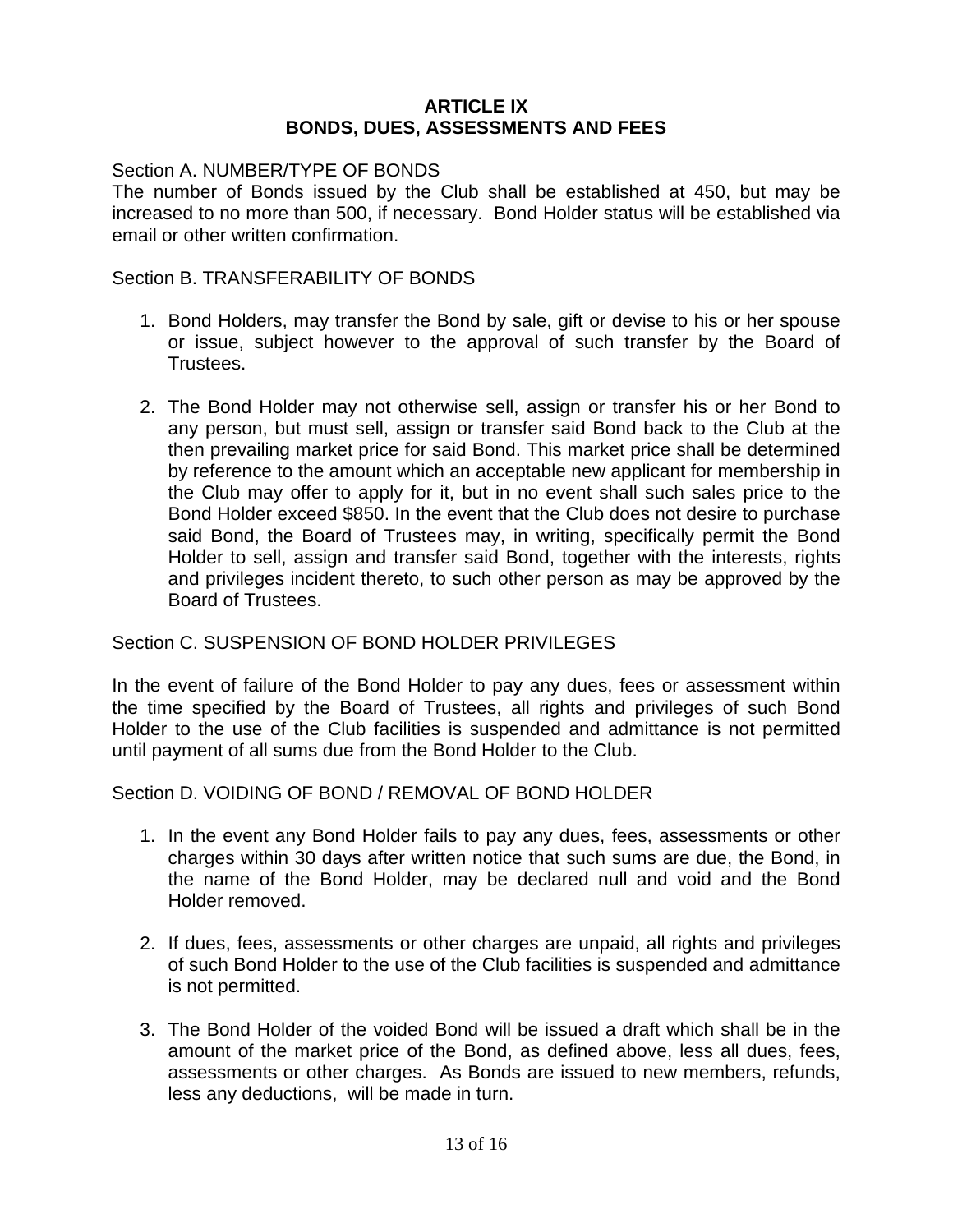# ARTICLE IX
# BONDS, DUES, ASSESSMENTS AND FEES

Section A. NUMBER/TYPE OF BONDS

The number of Bonds issued by the Club shall be established at 450, but may be increased to no more than 500, if necessary. Bond Holder status will be established via email or other written confirmation.

Section B. TRANSFERABILITY OF BONDS

1. Bond Holders, may transfer the Bond by sale, gift or devise to his or her spouse or issue, subject however to the approval of such transfer by the Board of Trustees.

2. The Bond Holder may not otherwise sell, assign or transfer his or her Bond to any person, but must sell, assign or transfer said Bond back to the Club at the then prevailing market price for said Bond. This market price shall be determined by reference to the amount which an acceptable new applicant for membership in the Club may offer to apply for it, but in no event shall such sales price to the Bond Holder exceed $850. In the event that the Club does not desire to purchase said Bond, the Board of Trustees may, in writing, specifically permit the Bond Holder to sell, assign and transfer said Bond, together with the interests, rights and privileges incident thereto, to such other person as may be approved by the Board of Trustees.

Section C. SUSPENSION OF BOND HOLDER PRIVILEGES

In the event of failure of the Bond Holder to pay any dues, fees or assessment within the time specified by the Board of Trustees, all rights and privileges of such Bond Holder to the use of the Club facilities is suspended and admittance is not permitted until payment of all sums due from the Bond Holder to the Club.

Section D. VOIDING OF BOND / REMOVAL OF BOND HOLDER

1. In the event any Bond Holder fails to pay any dues, fees, assessments or other charges within 30 days after written notice that such sums are due, the Bond, in the name of the Bond Holder, may be declared null and void and the Bond Holder removed.

2. If dues, fees, assessments or other charges are unpaid, all rights and privileges of such Bond Holder to the use of the Club facilities is suspended and admittance is not permitted.

3. The Bond Holder of the voided Bond will be issued a draft which shall be in the amount of the market price of the Bond, as defined above, less all dues, fees, assessments or other charges. As Bonds are issued to new members, refunds, less any deductions, will be made in turn.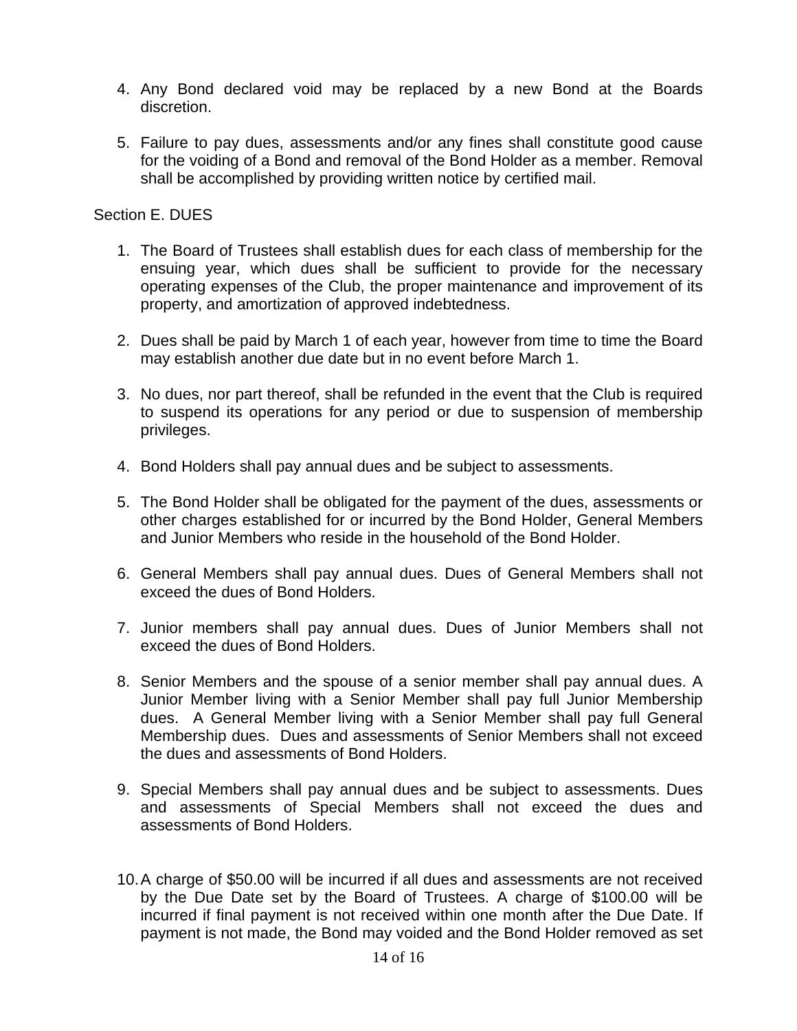4. Any Bond declared void may be replaced by a new Bond at the Boards discretion.

5. Failure to pay dues, assessments and/or any fines shall constitute good cause for the voiding of a Bond and removal of the Bond Holder as a member. Removal shall be accomplished by providing written notice by certified mail.

Section E. DUES

1. The Board of Trustees shall establish dues for each class of membership for the ensuing year, which dues shall be sufficient to provide for the necessary operating expenses of the Club, the proper maintenance and improvement of its property, and amortization of approved indebtedness.

2. Dues shall be paid by March 1 of each year, however from time to time the Board may establish another due date but in no event before March 1.

3. No dues, nor part thereof, shall be refunded in the event that the Club is required to suspend its operations for any period or due to suspension of membership privileges.

4. Bond Holders shall pay annual dues and be subject to assessments.

5. The Bond Holder shall be obligated for the payment of the dues, assessments or other charges established for or incurred by the Bond Holder, General Members and Junior Members who reside in the household of the Bond Holder.

6. General Members shall pay annual dues. Dues of General Members shall not exceed the dues of Bond Holders.

7. Junior members shall pay annual dues. Dues of Junior Members shall not exceed the dues of Bond Holders.

8. Senior Members and the spouse of a senior member shall pay annual dues. A Junior Member living with a Senior Member shall pay full Junior Membership dues. A General Member living with a Senior Member shall pay full General Membership dues. Dues and assessments of Senior Members shall not exceed the dues and assessments of Bond Holders.

9. Special Members shall pay annual dues and be subject to assessments. Dues and assessments of Special Members shall not exceed the dues and assessments of Bond Holders.

10. A charge of $50.00 will be incurred if all dues and assessments are not received by the Due Date set by the Board of Trustees. A charge of $100.00 will be incurred if final payment is not received within one month after the Due Date. If payment is not made, the Bond may voided and the Bond Holder removed as set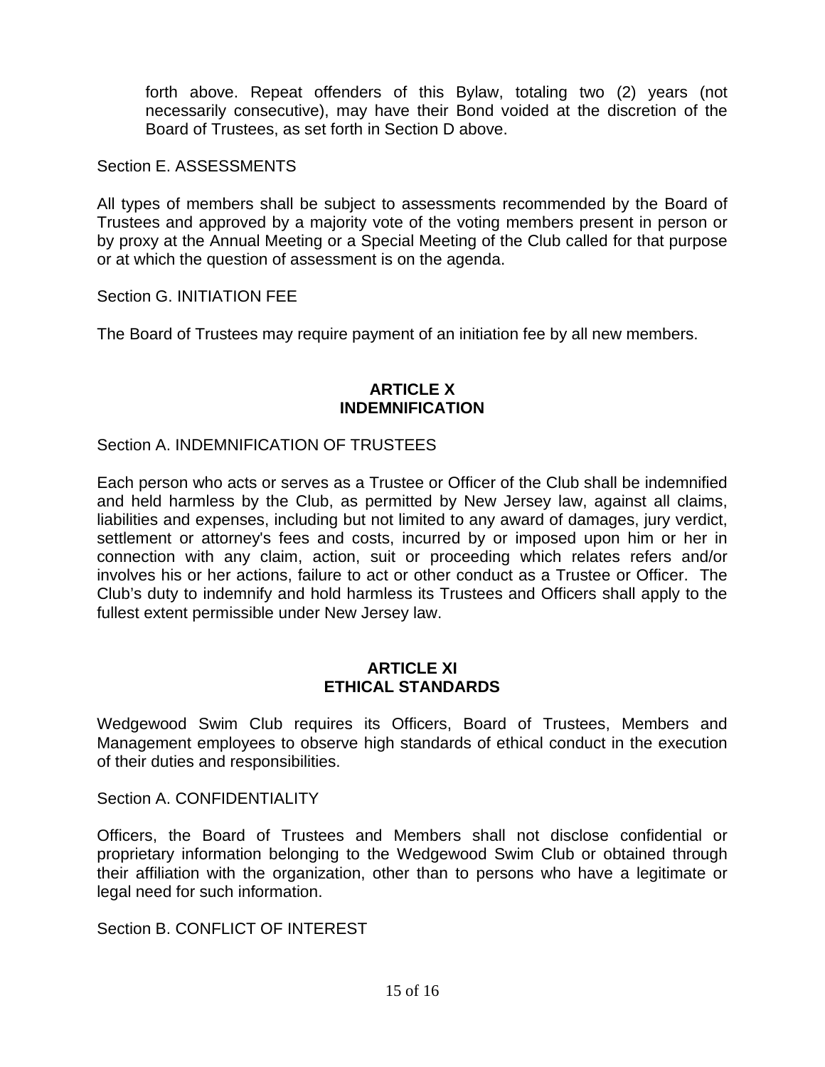forth above. Repeat offenders of this Bylaw, totaling two (2) years (not necessarily consecutive), may have their Bond voided at the discretion of the Board of Trustees, as set forth in Section D above.

Section E. ASSESSMENTS

All types of members shall be subject to assessments recommended by the Board of Trustees and approved by a majority vote of the voting members present in person or by proxy at the Annual Meeting or a Special Meeting of the Club called for that purpose or at which the question of assessment is on the agenda.

Section G. INITIATION FEE

The Board of Trustees may require payment of an initiation fee by all new members.

## ARTICLE X
## INDEMNIFICATION

Section A. INDEMNIFICATION OF TRUSTEES

Each person who acts or serves as a Trustee or Officer of the Club shall be indemnified and held harmless by the Club, as permitted by New Jersey law, against all claims, liabilities and expenses, including but not limited to any award of damages, jury verdict, settlement or attorney's fees and costs, incurred by or imposed upon him or her in connection with any claim, action, suit or proceeding which relates refers and/or involves his or her actions, failure to act or other conduct as a Trustee or Officer. The Club's duty to indemnify and hold harmless its Trustees and Officers shall apply to the fullest extent permissible under New Jersey law.

## ARTICLE XI
## ETHICAL STANDARDS

Wedgewood Swim Club requires its Officers, Board of Trustees, Members and Management employees to observe high standards of ethical conduct in the execution of their duties and responsibilities.

Section A. CONFIDENTIALITY

Officers, the Board of Trustees and Members shall not disclose confidential or proprietary information belonging to the Wedgewood Swim Club or obtained through their affiliation with the organization, other than to persons who have a legitimate or legal need for such information.

Section B. CONFLICT OF INTEREST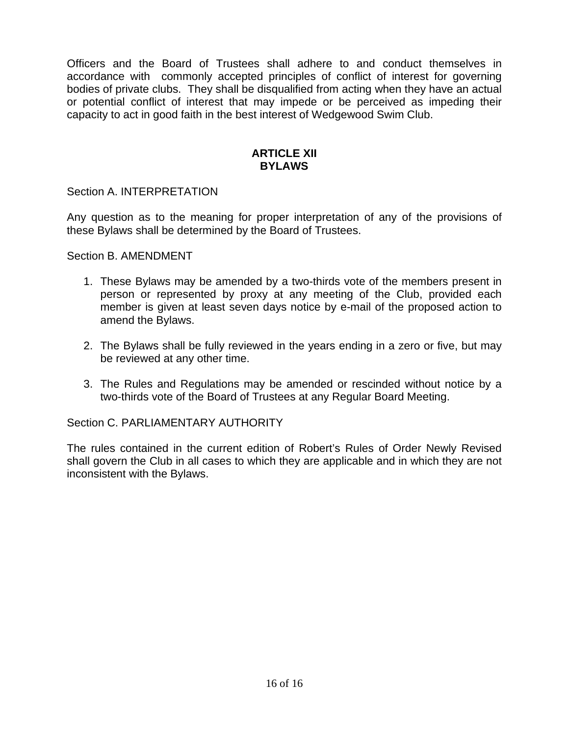Officers and the Board of Trustees shall adhere to and conduct themselves in accordance with commonly accepted principles of conflict of interest for governing bodies of private clubs. They shall be disqualified from acting when they have an actual or potential conflict of interest that may impede or be perceived as impeding their capacity to act in good faith in the best interest of Wedgewood Swim Club.

## ARTICLE XII
## BYLAWS

Section A. INTERPRETATION

Any question as to the meaning for proper interpretation of any of the provisions of these Bylaws shall be determined by the Board of Trustees.

Section B. AMENDMENT

1. These Bylaws may be amended by a two-thirds vote of the members present in person or represented by proxy at any meeting of the Club, provided each member is given at least seven days notice by e-mail of the proposed action to amend the Bylaws.

2. The Bylaws shall be fully reviewed in the years ending in a zero or five, but may be reviewed at any other time.

3. The Rules and Regulations may be amended or rescinded without notice by a two-thirds vote of the Board of Trustees at any Regular Board Meeting.

Section C. PARLIAMENTARY AUTHORITY

The rules contained in the current edition of Robert's Rules of Order Newly Revised shall govern the Club in all cases to which they are applicable and in which they are not inconsistent with the Bylaws.